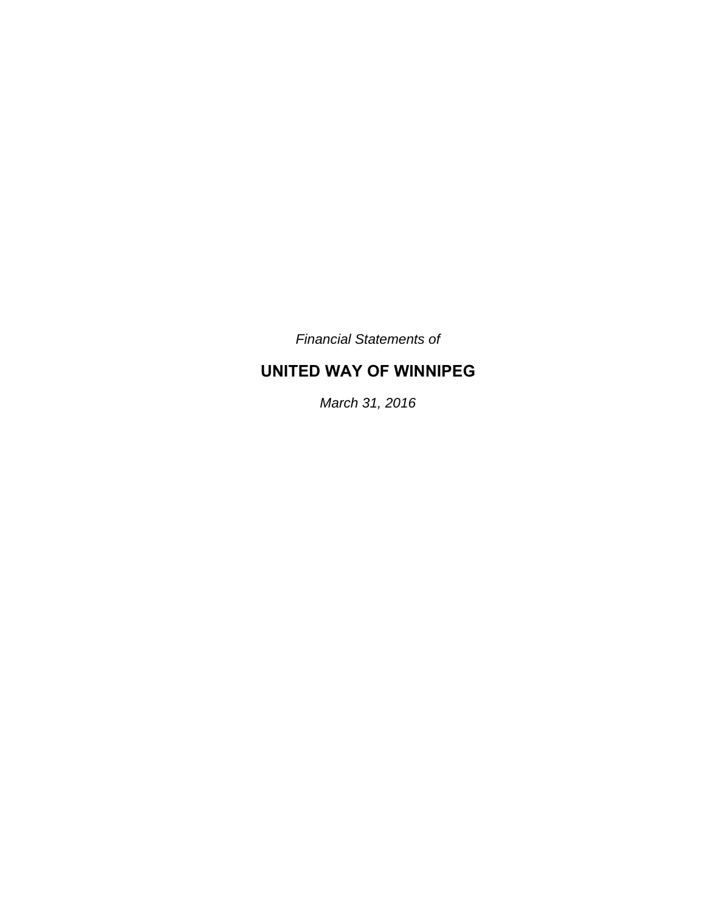*Financial Statements of*

# UNITED WAY OF WINNIPEG

*March 31, 2016*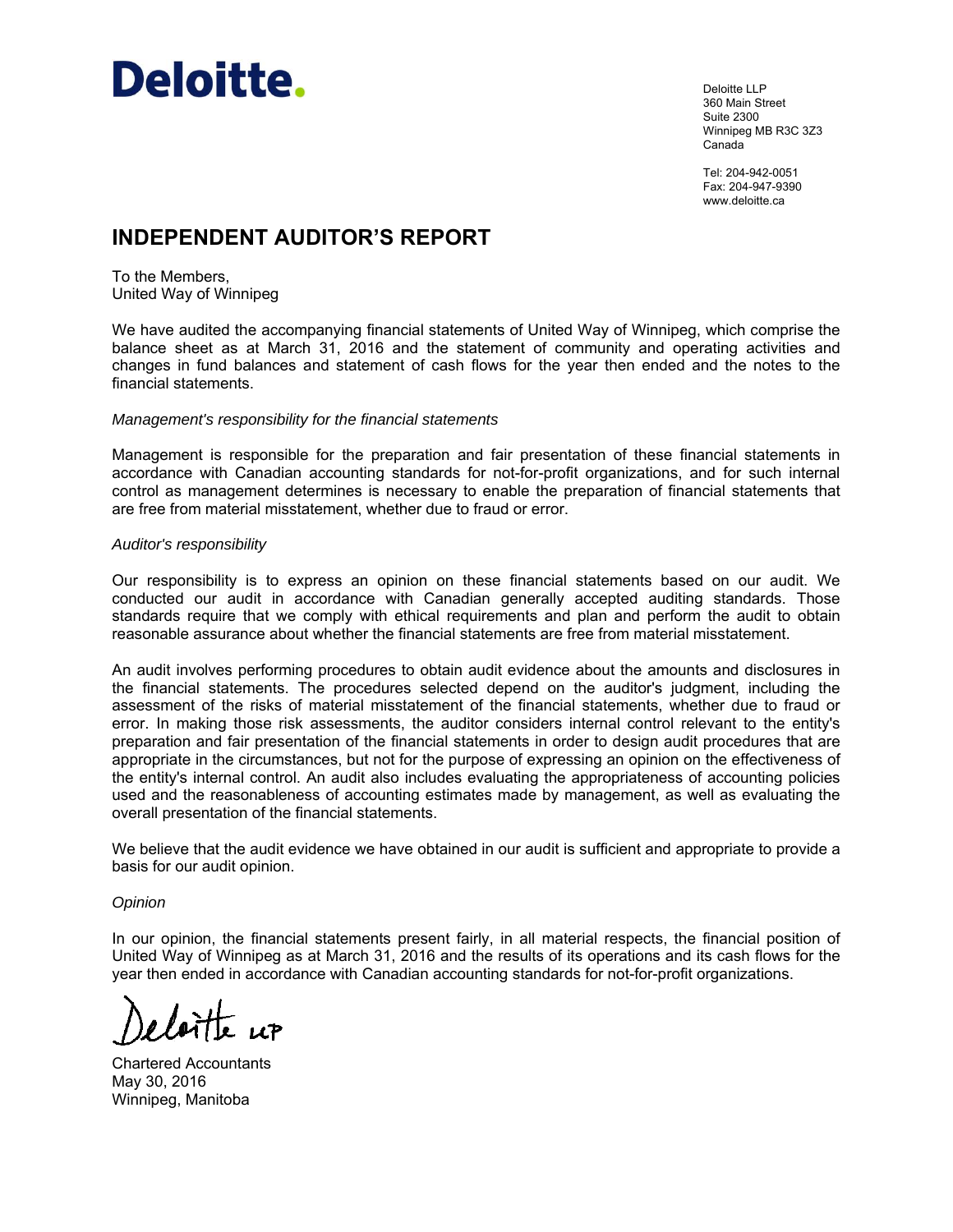Deloitte.

Deloitte LLP
360 Main Street
Suite 2300
Winnipeg MB R3C 3Z3
Canada

Tel: 204-942-0051
Fax: 204-947-9390
www.deloitte.ca

# INDEPENDENT AUDITOR'S REPORT

To the Members,
United Way of Winnipeg

We have audited the accompanying financial statements of United Way of Winnipeg, which comprise the balance sheet as at March 31, 2016 and the statement of community and operating activities and changes in fund balances and statement of cash flows for the year then ended and the notes to the financial statements.

*Management's responsibility for the financial statements*

Management is responsible for the preparation and fair presentation of these financial statements in accordance with Canadian accounting standards for not-for-profit organizations, and for such internal control as management determines is necessary to enable the preparation of financial statements that are free from material misstatement, whether due to fraud or error.

*Auditor's responsibility*

Our responsibility is to express an opinion on these financial statements based on our audit. We conducted our audit in accordance with Canadian generally accepted auditing standards. Those standards require that we comply with ethical requirements and plan and perform the audit to obtain reasonable assurance about whether the financial statements are free from material misstatement.

An audit involves performing procedures to obtain audit evidence about the amounts and disclosures in the financial statements. The procedures selected depend on the auditor's judgment, including the assessment of the risks of material misstatement of the financial statements, whether due to fraud or error. In making those risk assessments, the auditor considers internal control relevant to the entity's preparation and fair presentation of the financial statements in order to design audit procedures that are appropriate in the circumstances, but not for the purpose of expressing an opinion on the effectiveness of the entity's internal control. An audit also includes evaluating the appropriateness of accounting policies used and the reasonableness of accounting estimates made by management, as well as evaluating the overall presentation of the financial statements.

We believe that the audit evidence we have obtained in our audit is sufficient and appropriate to provide a basis for our audit opinion.

*Opinion*

In our opinion, the financial statements present fairly, in all material respects, the financial position of United Way of Winnipeg as at March 31, 2016 and the results of its operations and its cash flows for the year then ended in accordance with Canadian accounting standards for not-for-profit organizations.

Deloitte LLP

Chartered Accountants
May 30, 2016
Winnipeg, Manitoba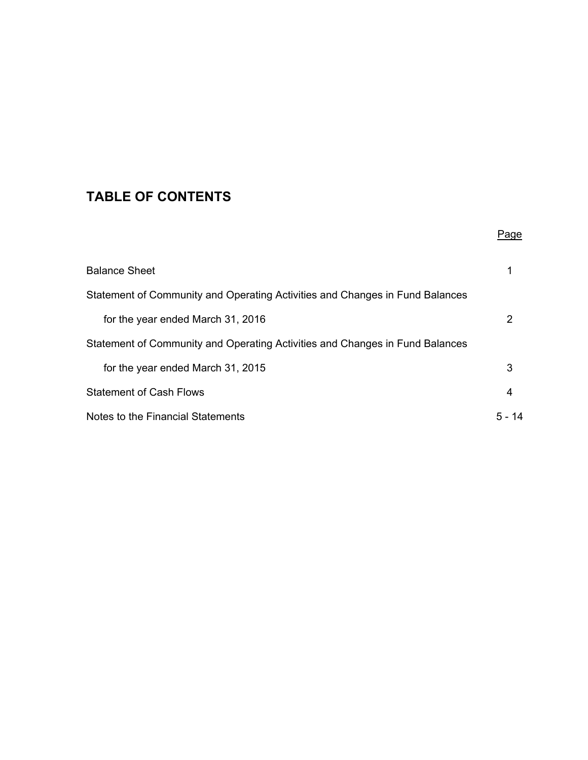# TABLE OF CONTENTS

| | Page |
|---|---|
| Balance Sheet | 1 |
| Statement of Community and Operating Activities and Changes in Fund Balances for the year ended March 31, 2016 | 2 |
| Statement of Community and Operating Activities and Changes in Fund Balances for the year ended March 31, 2015 | 3 |
| Statement of Cash Flows | 4 |
| Notes to the Financial Statements | 5 - 14 |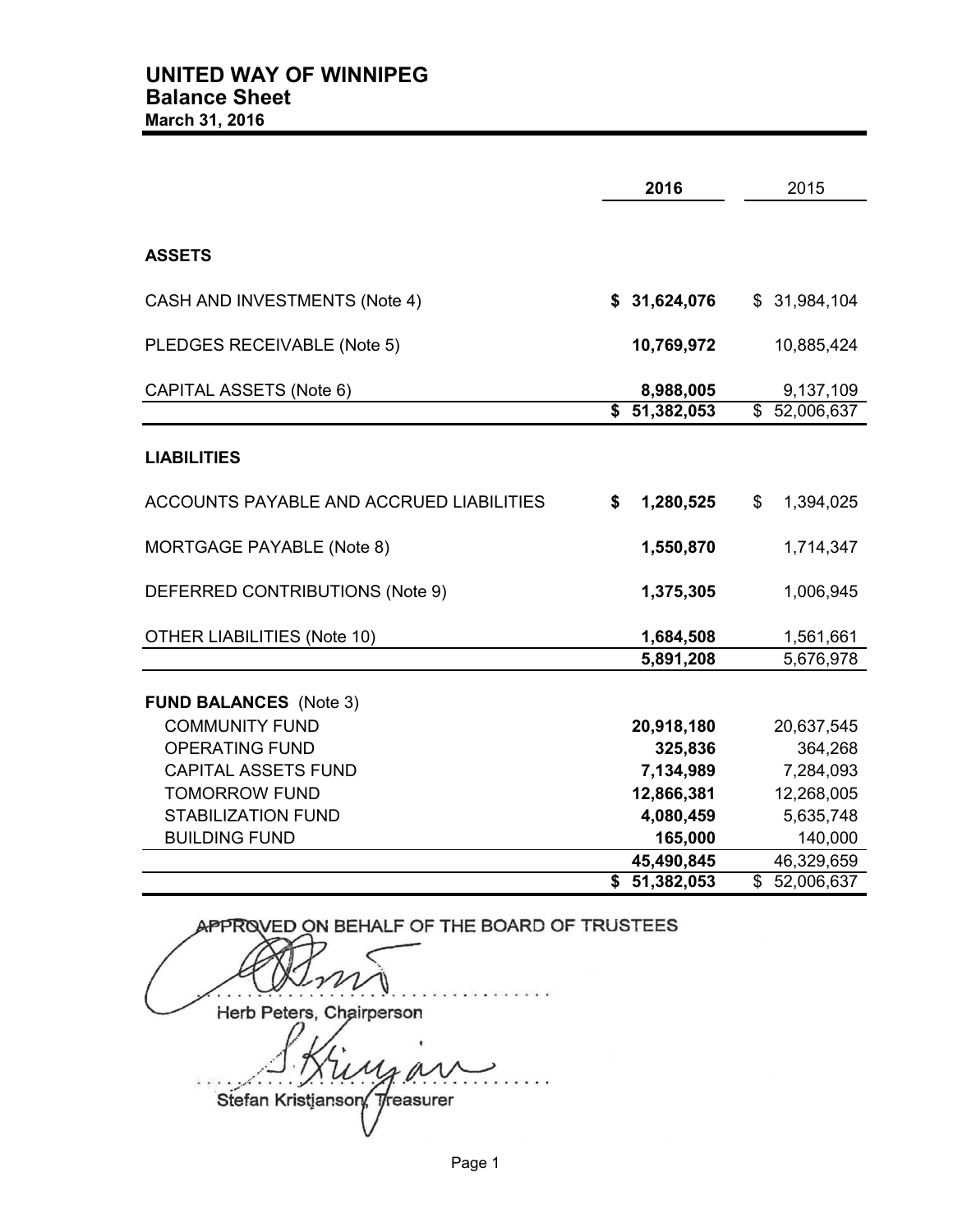# UNITED WAY OF WINNIPEG
## Balance Sheet
**March 31, 2016**

| | **2016** | 2015 |
|---|---|---|
| **ASSETS** | | |
| CASH AND INVESTMENTS (Note 4) | **$ 31,624,076** | $ 31,984,104 |
| PLEDGES RECEIVABLE (Note 5) | **10,769,972** | 10,885,424 |
| CAPITAL ASSETS (Note 6) | **8,988,005** | 9,137,109 |
| | **$ 51,382,053** | $ 52,006,637 |
| **LIABILITIES** | | |
| ACCOUNTS PAYABLE AND ACCRUED LIABILITIES | **$ 1,280,525** | $ 1,394,025 |
| MORTGAGE PAYABLE (Note 8) | **1,550,870** | 1,714,347 |
| DEFERRED CONTRIBUTIONS (Note 9) | **1,375,305** | 1,006,945 |
| OTHER LIABILITIES (Note 10) | **1,684,508** | 1,561,661 |
| | **5,891,208** | 5,676,978 |
| **FUND BALANCES** (Note 3) | | |
| COMMUNITY FUND | **20,918,180** | 20,637,545 |
| OPERATING FUND | **325,836** | 364,268 |
| CAPITAL ASSETS FUND | **7,134,989** | 7,284,093 |
| TOMORROW FUND | **12,866,381** | 12,268,005 |
| STABILIZATION FUND | **4,080,459** | 5,635,748 |
| BUILDING FUND | **165,000** | 140,000 |
| | **45,490,845** | 46,329,659 |
| | **$ 51,382,053** | $ 52,006,637 |

APPROVED ON BEHALF OF THE BOARD OF TRUSTEES

Herb Peters, Chairperson

Stefan Kristjanson, Treasurer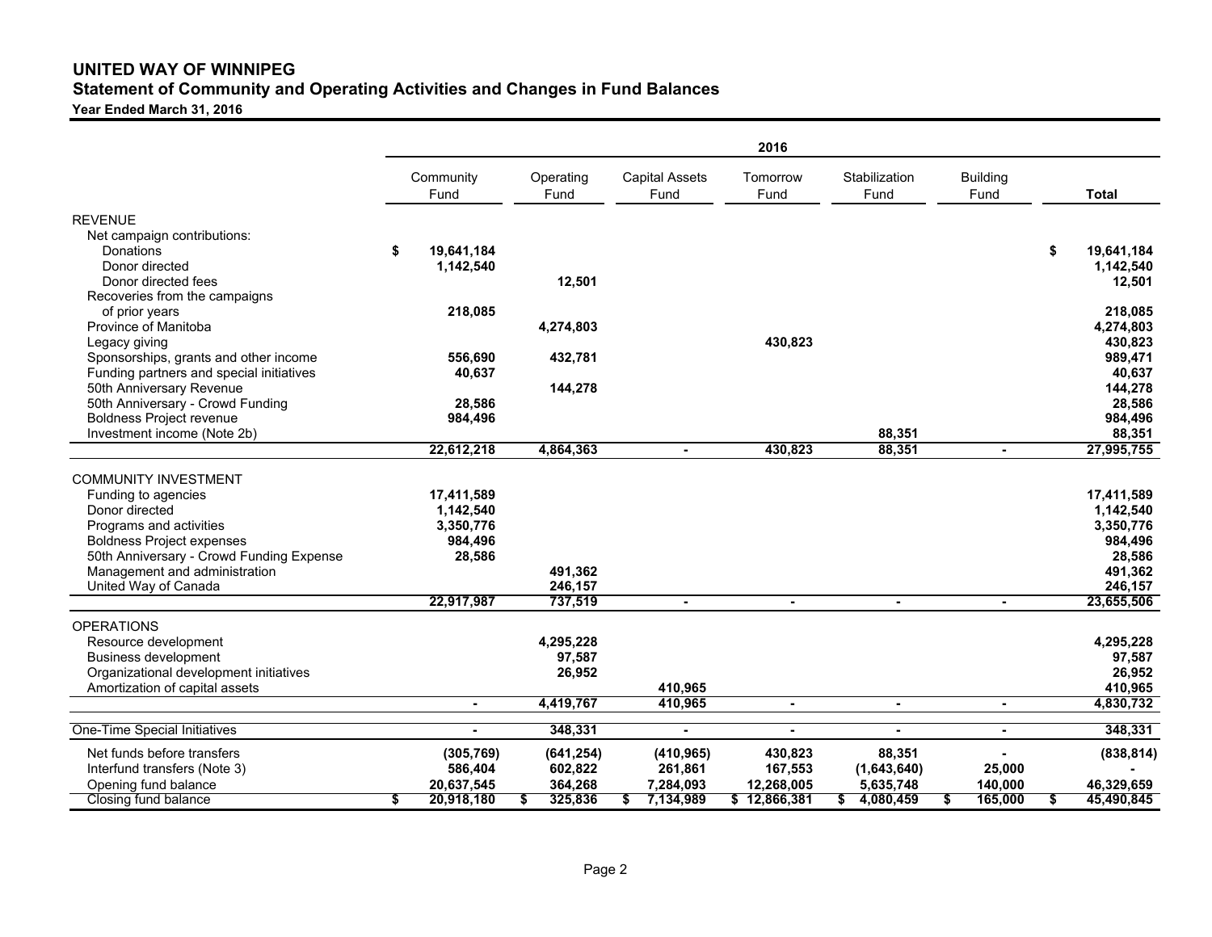# UNITED WAY OF WINNIPEG

## Statement of Community and Operating Activities and Changes in Fund Balances

**Year Ended March 31, 2016**

| | 2016 | | | | | | |
|---|---|---|---|---|---|---|---|
| | Community Fund | Operating Fund | Capital Assets Fund | Tomorrow Fund | Stabilization Fund | Building Fund | Total |
| **REVENUE** | | | | | | | |
| Net campaign contributions: | | | | | | | |
| Donations | $ 19,641,184 | | | | | | $ 19,641,184 |
| Donor directed | 1,142,540 | | | | | | 1,142,540 |
| Donor directed fees | | 12,501 | | | | | 12,501 |
| Recoveries from the campaigns of prior years | 218,085 | | | | | | 218,085 |
| Province of Manitoba | | 4,274,803 | | | | | 4,274,803 |
| Legacy giving | | | | 430,823 | | | 430,823 |
| Sponsorships, grants and other income | 556,690 | 432,781 | | | | | 989,471 |
| Funding partners and special initiatives | 40,637 | | | | | | 40,637 |
| 50th Anniversary Revenue | | 144,278 | | | | | 144,278 |
| 50th Anniversary - Crowd Funding | 28,586 | | | | | | 28,586 |
| Boldness Project revenue | 984,496 | | | | | | 984,496 |
| Investment income (Note 2b) | | | | | 88,351 | | 88,351 |
| | 22,612,218 | 4,864,363 | - | 430,823 | 88,351 | - | 27,995,755 |
| **COMMUNITY INVESTMENT** | | | | | | | |
| Funding to agencies | 17,411,589 | | | | | | 17,411,589 |
| Donor directed | 1,142,540 | | | | | | 1,142,540 |
| Programs and activities | 3,350,776 | | | | | | 3,350,776 |
| Boldness Project expenses | 984,496 | | | | | | 984,496 |
| 50th Anniversary - Crowd Funding Expense | 28,586 | | | | | | 28,586 |
| Management and administration | | 491,362 | | | | | 491,362 |
| United Way of Canada | | 246,157 | | | | | 246,157 |
| | 22,917,987 | 737,519 | - | - | - | - | 23,655,506 |
| **OPERATIONS** | | | | | | | |
| Resource development | | 4,295,228 | | | | | 4,295,228 |
| Business development | | 97,587 | | | | | 97,587 |
| Organizational development initiatives | | 26,952 | | | | | 26,952 |
| Amortization of capital assets | | | 410,965 | | | | 410,965 |
| | - | 4,419,767 | 410,965 | - | - | - | 4,830,732 |
| One-Time Special Initiatives | - | 348,331 | - | - | - | - | 348,331 |
| Net funds before transfers | (305,769) | (641,254) | (410,965) | 430,823 | 88,351 | - | (838,814) |
| Interfund transfers (Note 3) | 586,404 | 602,822 | 261,861 | 167,553 | (1,643,640) | 25,000 | - |
| Opening fund balance | 20,637,545 | 364,268 | 7,284,093 | 12,268,005 | 5,635,748 | 140,000 | 46,329,659 |
| Closing fund balance | $ 20,918,180 | $ 325,836 | $ 7,134,989 | $ 12,866,381 | $ 4,080,459 | $ 165,000 | $ 45,490,845 |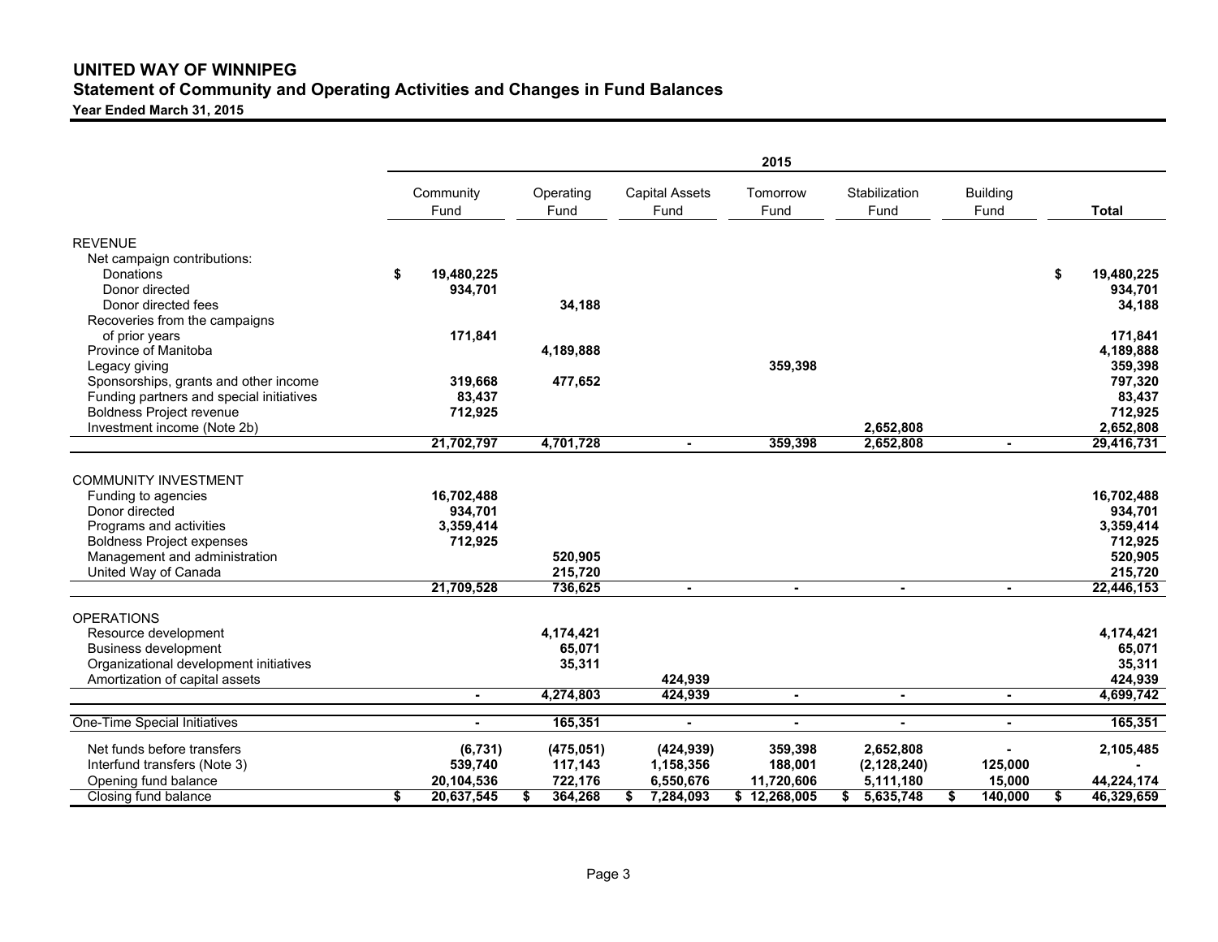# UNITED WAY OF WINNIPEG

## Statement of Community and Operating Activities and Changes in Fund Balances

**Year Ended March 31, 2015**

| | 2015 | | | | | | |
|---|---|---|---|---|---|---|---|
| | Community Fund | Operating Fund | Capital Assets Fund | Tomorrow Fund | Stabilization Fund | Building Fund | Total |
| **REVENUE** | | | | | | | |
| Net campaign contributions: | | | | | | | |
| Donations | $ 19,480,225 | | | | | | $ 19,480,225 |
| Donor directed | 934,701 | | | | | | 934,701 |
| Donor directed fees | | 34,188 | | | | | 34,188 |
| Recoveries from the campaigns of prior years | 171,841 | | | | | | 171,841 |
| Province of Manitoba | | 4,189,888 | | | | | 4,189,888 |
| Legacy giving | | | | 359,398 | | | 359,398 |
| Sponsorships, grants and other income | 319,668 | 477,652 | | | | | 797,320 |
| Funding partners and special initiatives | 83,437 | | | | | | 83,437 |
| Boldness Project revenue | 712,925 | | | | | | 712,925 |
| Investment income (Note 2b) | | | | | 2,652,808 | | 2,652,808 |
| | **21,702,797** | **4,701,728** | **-** | **359,398** | **2,652,808** | **-** | **29,416,731** |
| **COMMUNITY INVESTMENT** | | | | | | | |
| Funding to agencies | 16,702,488 | | | | | | 16,702,488 |
| Donor directed | 934,701 | | | | | | 934,701 |
| Programs and activities | 3,359,414 | | | | | | 3,359,414 |
| Boldness Project expenses | 712,925 | | | | | | 712,925 |
| Management and administration | | 520,905 | | | | | 520,905 |
| United Way of Canada | | 215,720 | | | | | 215,720 |
| | **21,709,528** | **736,625** | **-** | **-** | **-** | **-** | **22,446,153** |
| **OPERATIONS** | | | | | | | |
| Resource development | | 4,174,421 | | | | | 4,174,421 |
| Business development | | 65,071 | | | | | 65,071 |
| Organizational development initiatives | | 35,311 | | | | | 35,311 |
| Amortization of capital assets | | | 424,939 | | | | 424,939 |
| | **-** | **4,274,803** | **424,939** | **-** | **-** | **-** | **4,699,742** |
| One-Time Special Initiatives | - | 165,351 | - | - | - | - | 165,351 |
| Net funds before transfers | (6,731) | (475,051) | (424,939) | 359,398 | 2,652,808 | - | 2,105,485 |
| Interfund transfers (Note 3) | 539,740 | 117,143 | 1,158,356 | 188,001 | (2,128,240) | 125,000 | - |
| Opening fund balance | 20,104,536 | 722,176 | 6,550,676 | 11,720,606 | 5,111,180 | 15,000 | 44,224,174 |
| Closing fund balance | $ 20,637,545 | $ 364,268 | $ 7,284,093 | $ 12,268,005 | $ 5,635,748 | $ 140,000 | $ 46,329,659 |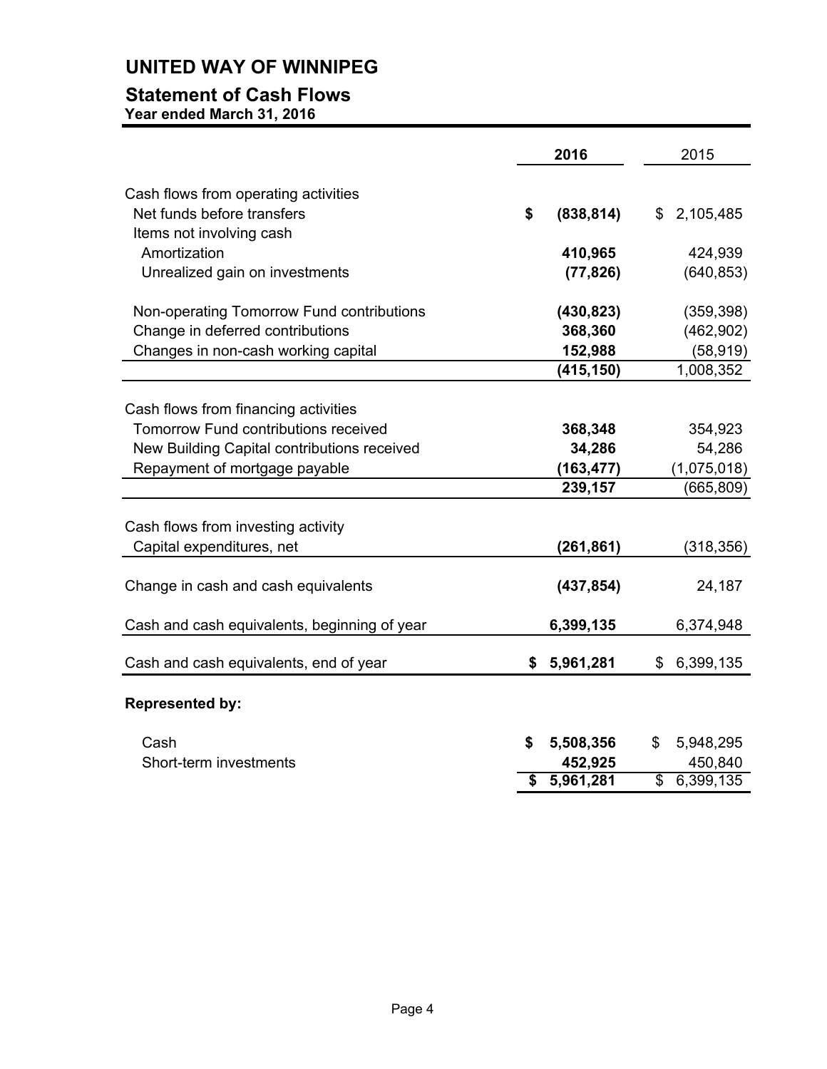# UNITED WAY OF WINNIPEG

## Statement of Cash Flows

**Year ended March 31, 2016**

| | 2016 | 2015 |
|---|---|---|
| Cash flows from operating activities | | |
| Net funds before transfers | $ (838,814) | $ 2,105,485 |
| Items not involving cash | | |
| Amortization | 410,965 | 424,939 |
| Unrealized gain on investments | (77,826) | (640,853) |
| | | |
| Non-operating Tomorrow Fund contributions | (430,823) | (359,398) |
| Change in deferred contributions | 368,360 | (462,902) |
| Changes in non-cash working capital | 152,988 | (58,919) |
| | (415,150) | 1,008,352 |
| | | |
| Cash flows from financing activities | | |
| Tomorrow Fund contributions received | 368,348 | 354,923 |
| New Building Capital contributions received | 34,286 | 54,286 |
| Repayment of mortgage payable | (163,477) | (1,075,018) |
| | 239,157 | (665,809) |
| | | |
| Cash flows from investing activity | | |
| Capital expenditures, net | (261,861) | (318,356) |
| | | |
| Change in cash and cash equivalents | (437,854) | 24,187 |
| | | |
| Cash and cash equivalents, beginning of year | 6,399,135 | 6,374,948 |
| | | |
| Cash and cash equivalents, end of year | $ 5,961,281 | $ 6,399,135 |
| | | |
| **Represented by:** | | |
| Cash | $ 5,508,356 | $ 5,948,295 |
| Short-term investments | 452,925 | 450,840 |
| | $ 5,961,281 | $ 6,399,135 |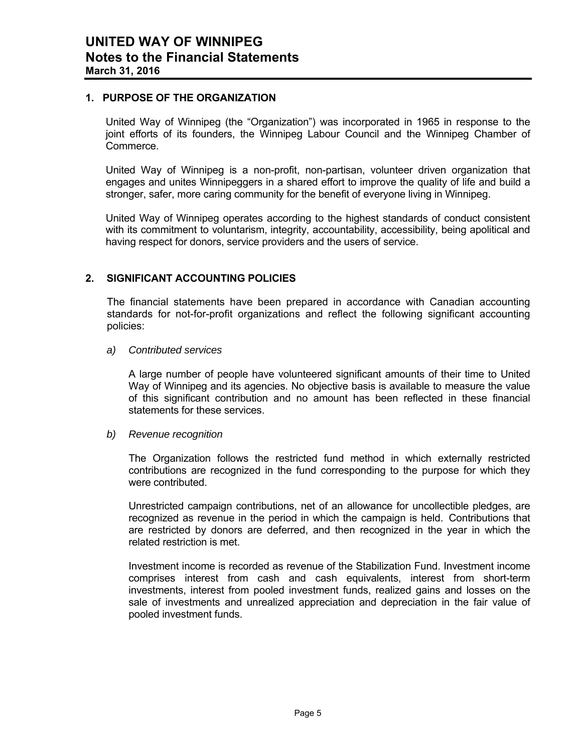# UNITED WAY OF WINNIPEG
## Notes to the Financial Statements
**March 31, 2016**

### 1. PURPOSE OF THE ORGANIZATION

United Way of Winnipeg (the "Organization") was incorporated in 1965 in response to the joint efforts of its founders, the Winnipeg Labour Council and the Winnipeg Chamber of Commerce.

United Way of Winnipeg is a non-profit, non-partisan, volunteer driven organization that engages and unites Winnipeggers in a shared effort to improve the quality of life and build a stronger, safer, more caring community for the benefit of everyone living in Winnipeg.

United Way of Winnipeg operates according to the highest standards of conduct consistent with its commitment to voluntarism, integrity, accountability, accessibility, being apolitical and having respect for donors, service providers and the users of service.

### 2. SIGNIFICANT ACCOUNTING POLICIES

The financial statements have been prepared in accordance with Canadian accounting standards for not-for-profit organizations and reflect the following significant accounting policies:

*a) Contributed services*

A large number of people have volunteered significant amounts of their time to United Way of Winnipeg and its agencies. No objective basis is available to measure the value of this significant contribution and no amount has been reflected in these financial statements for these services.

*b) Revenue recognition*

The Organization follows the restricted fund method in which externally restricted contributions are recognized in the fund corresponding to the purpose for which they were contributed.

Unrestricted campaign contributions, net of an allowance for uncollectible pledges, are recognized as revenue in the period in which the campaign is held. Contributions that are restricted by donors are deferred, and then recognized in the year in which the related restriction is met.

Investment income is recorded as revenue of the Stabilization Fund. Investment income comprises interest from cash and cash equivalents, interest from short-term investments, interest from pooled investment funds, realized gains and losses on the sale of investments and unrealized appreciation and depreciation in the fair value of pooled investment funds.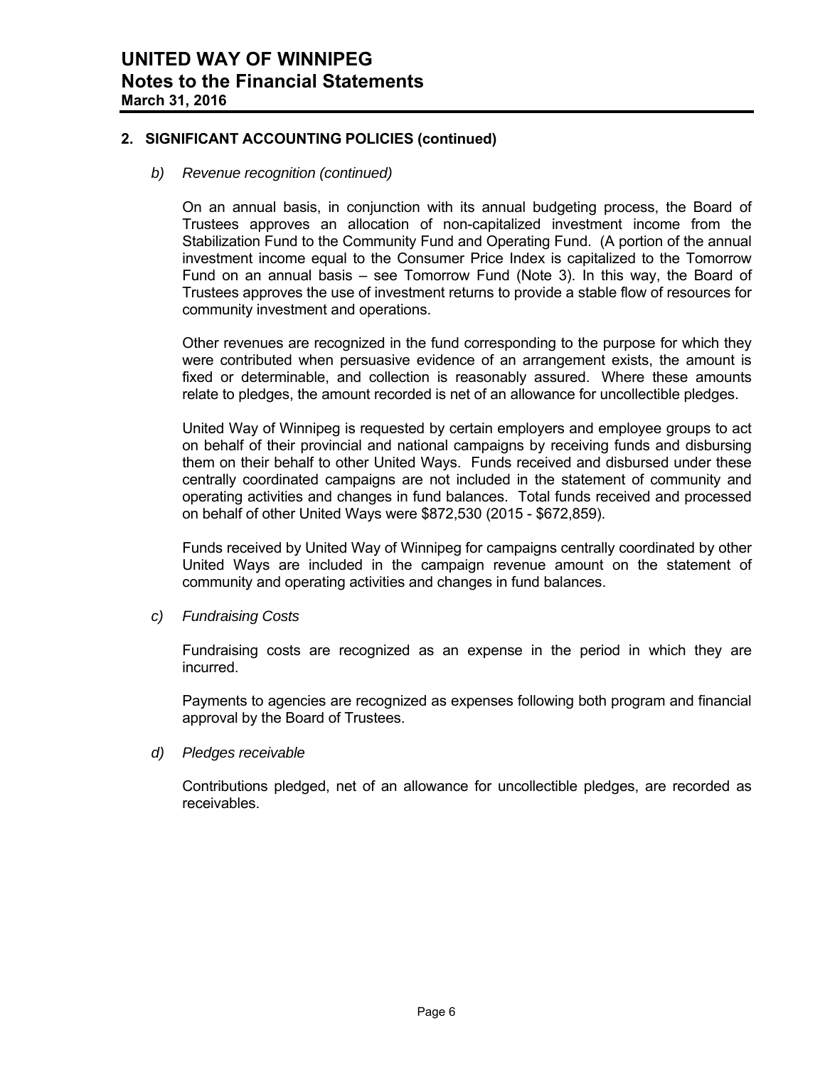## 2. SIGNIFICANT ACCOUNTING POLICIES (continued)

*b) Revenue recognition (continued)*

On an annual basis, in conjunction with its annual budgeting process, the Board of Trustees approves an allocation of non-capitalized investment income from the Stabilization Fund to the Community Fund and Operating Fund. (A portion of the annual investment income equal to the Consumer Price Index is capitalized to the Tomorrow Fund on an annual basis – see Tomorrow Fund (Note 3). In this way, the Board of Trustees approves the use of investment returns to provide a stable flow of resources for community investment and operations.

Other revenues are recognized in the fund corresponding to the purpose for which they were contributed when persuasive evidence of an arrangement exists, the amount is fixed or determinable, and collection is reasonably assured. Where these amounts relate to pledges, the amount recorded is net of an allowance for uncollectible pledges.

United Way of Winnipeg is requested by certain employers and employee groups to act on behalf of their provincial and national campaigns by receiving funds and disbursing them on their behalf to other United Ways. Funds received and disbursed under these centrally coordinated campaigns are not included in the statement of community and operating activities and changes in fund balances. Total funds received and processed on behalf of other United Ways were $872,530 (2015 - $672,859).

Funds received by United Way of Winnipeg for campaigns centrally coordinated by other United Ways are included in the campaign revenue amount on the statement of community and operating activities and changes in fund balances.

*c) Fundraising Costs*

Fundraising costs are recognized as an expense in the period in which they are incurred.

Payments to agencies are recognized as expenses following both program and financial approval by the Board of Trustees.

*d) Pledges receivable*

Contributions pledged, net of an allowance for uncollectible pledges, are recorded as receivables.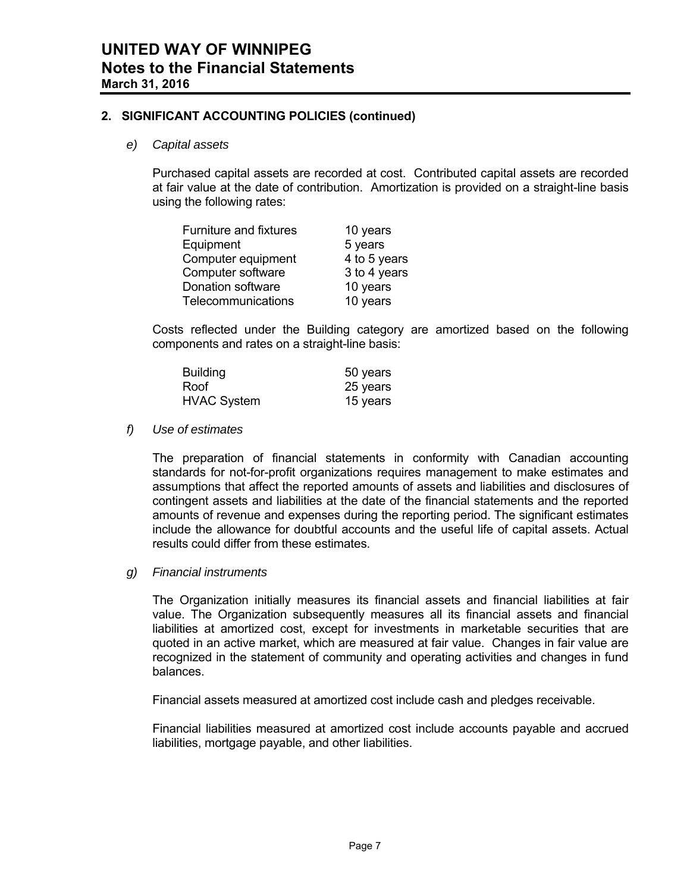# UNITED WAY OF WINNIPEG
## Notes to the Financial Statements
**March 31, 2016**

### 2. SIGNIFICANT ACCOUNTING POLICIES (continued)

*e) Capital assets*

Purchased capital assets are recorded at cost. Contributed capital assets are recorded at fair value at the date of contribution. Amortization is provided on a straight-line basis using the following rates:

| | |
|---|---|
| Furniture and fixtures | 10 years |
| Equipment | 5 years |
| Computer equipment | 4 to 5 years |
| Computer software | 3 to 4 years |
| Donation software | 10 years |
| Telecommunications | 10 years |

Costs reflected under the Building category are amortized based on the following components and rates on a straight-line basis:

| | |
|---|---|
| Building | 50 years |
| Roof | 25 years |
| HVAC System | 15 years |

*f) Use of estimates*

The preparation of financial statements in conformity with Canadian accounting standards for not-for-profit organizations requires management to make estimates and assumptions that affect the reported amounts of assets and liabilities and disclosures of contingent assets and liabilities at the date of the financial statements and the reported amounts of revenue and expenses during the reporting period. The significant estimates include the allowance for doubtful accounts and the useful life of capital assets. Actual results could differ from these estimates.

*g) Financial instruments*

The Organization initially measures its financial assets and financial liabilities at fair value. The Organization subsequently measures all its financial assets and financial liabilities at amortized cost, except for investments in marketable securities that are quoted in an active market, which are measured at fair value. Changes in fair value are recognized in the statement of community and operating activities and changes in fund balances.

Financial assets measured at amortized cost include cash and pledges receivable.

Financial liabilities measured at amortized cost include accounts payable and accrued liabilities, mortgage payable, and other liabilities.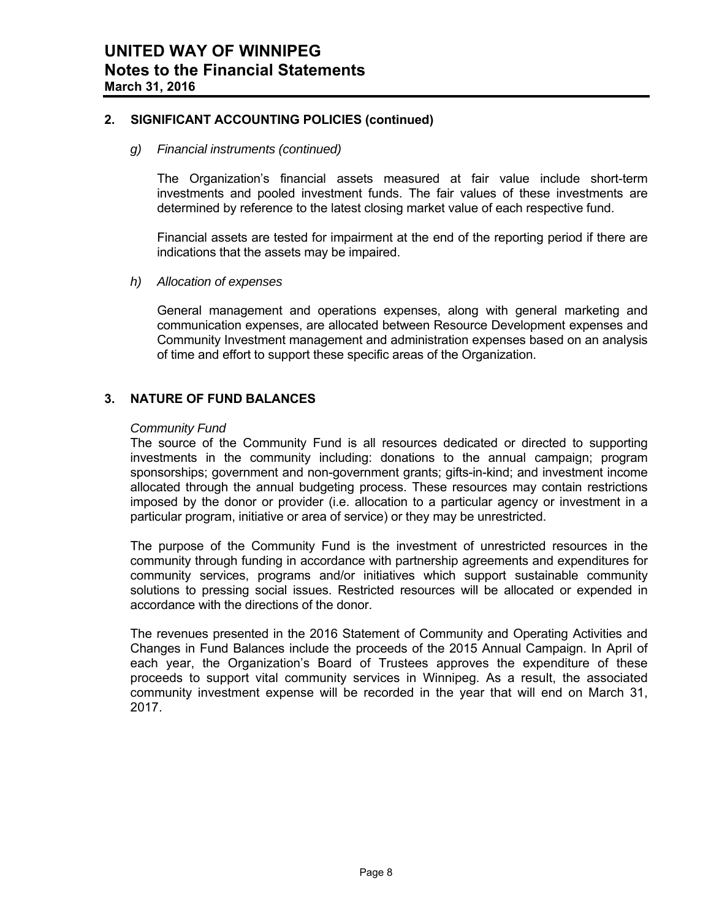## 2. SIGNIFICANT ACCOUNTING POLICIES (continued)

*g) Financial instruments (continued)*

The Organization's financial assets measured at fair value include short-term investments and pooled investment funds. The fair values of these investments are determined by reference to the latest closing market value of each respective fund.

Financial assets are tested for impairment at the end of the reporting period if there are indications that the assets may be impaired.

*h) Allocation of expenses*

General management and operations expenses, along with general marketing and communication expenses, are allocated between Resource Development expenses and Community Investment management and administration expenses based on an analysis of time and effort to support these specific areas of the Organization.

## 3. NATURE OF FUND BALANCES

*Community Fund*

The source of the Community Fund is all resources dedicated or directed to supporting investments in the community including: donations to the annual campaign; program sponsorships; government and non-government grants; gifts-in-kind; and investment income allocated through the annual budgeting process. These resources may contain restrictions imposed by the donor or provider (i.e. allocation to a particular agency or investment in a particular program, initiative or area of service) or they may be unrestricted.

The purpose of the Community Fund is the investment of unrestricted resources in the community through funding in accordance with partnership agreements and expenditures for community services, programs and/or initiatives which support sustainable community solutions to pressing social issues. Restricted resources will be allocated or expended in accordance with the directions of the donor.

The revenues presented in the 2016 Statement of Community and Operating Activities and Changes in Fund Balances include the proceeds of the 2015 Annual Campaign. In April of each year, the Organization's Board of Trustees approves the expenditure of these proceeds to support vital community services in Winnipeg. As a result, the associated community investment expense will be recorded in the year that will end on March 31, 2017.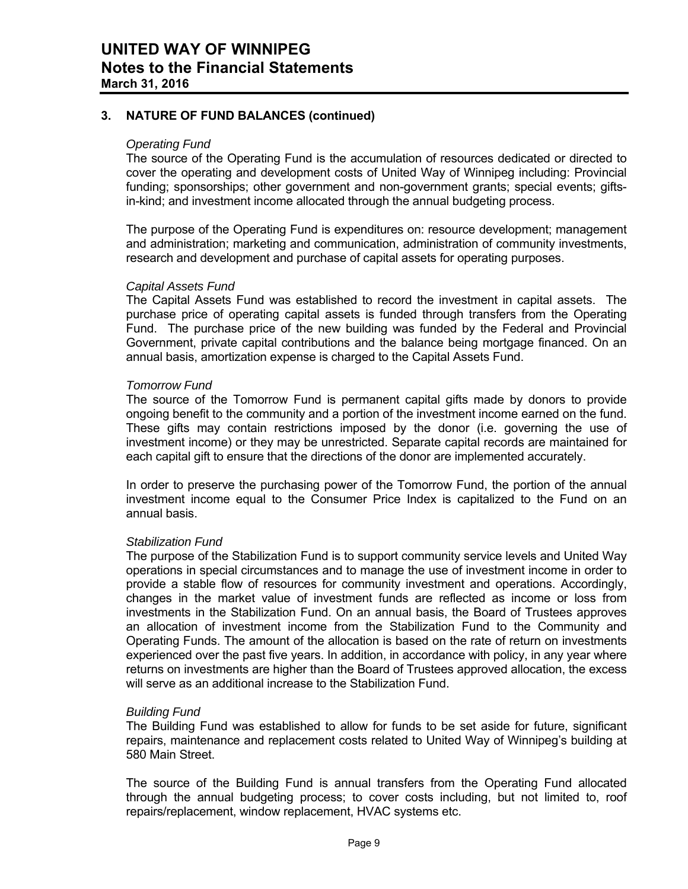## 3. NATURE OF FUND BALANCES (continued)

*Operating Fund*

The source of the Operating Fund is the accumulation of resources dedicated or directed to cover the operating and development costs of United Way of Winnipeg including: Provincial funding; sponsorships; other government and non-government grants; special events; gifts-in-kind; and investment income allocated through the annual budgeting process.

The purpose of the Operating Fund is expenditures on: resource development; management and administration; marketing and communication, administration of community investments, research and development and purchase of capital assets for operating purposes.

*Capital Assets Fund*

The Capital Assets Fund was established to record the investment in capital assets. The purchase price of operating capital assets is funded through transfers from the Operating Fund. The purchase price of the new building was funded by the Federal and Provincial Government, private capital contributions and the balance being mortgage financed. On an annual basis, amortization expense is charged to the Capital Assets Fund.

*Tomorrow Fund*

The source of the Tomorrow Fund is permanent capital gifts made by donors to provide ongoing benefit to the community and a portion of the investment income earned on the fund. These gifts may contain restrictions imposed by the donor (i.e. governing the use of investment income) or they may be unrestricted. Separate capital records are maintained for each capital gift to ensure that the directions of the donor are implemented accurately.

In order to preserve the purchasing power of the Tomorrow Fund, the portion of the annual investment income equal to the Consumer Price Index is capitalized to the Fund on an annual basis.

*Stabilization Fund*

The purpose of the Stabilization Fund is to support community service levels and United Way operations in special circumstances and to manage the use of investment income in order to provide a stable flow of resources for community investment and operations. Accordingly, changes in the market value of investment funds are reflected as income or loss from investments in the Stabilization Fund. On an annual basis, the Board of Trustees approves an allocation of investment income from the Stabilization Fund to the Community and Operating Funds. The amount of the allocation is based on the rate of return on investments experienced over the past five years. In addition, in accordance with policy, in any year where returns on investments are higher than the Board of Trustees approved allocation, the excess will serve as an additional increase to the Stabilization Fund.

*Building Fund*

The Building Fund was established to allow for funds to be set aside for future, significant repairs, maintenance and replacement costs related to United Way of Winnipeg's building at 580 Main Street.

The source of the Building Fund is annual transfers from the Operating Fund allocated through the annual budgeting process; to cover costs including, but not limited to, roof repairs/replacement, window replacement, HVAC systems etc.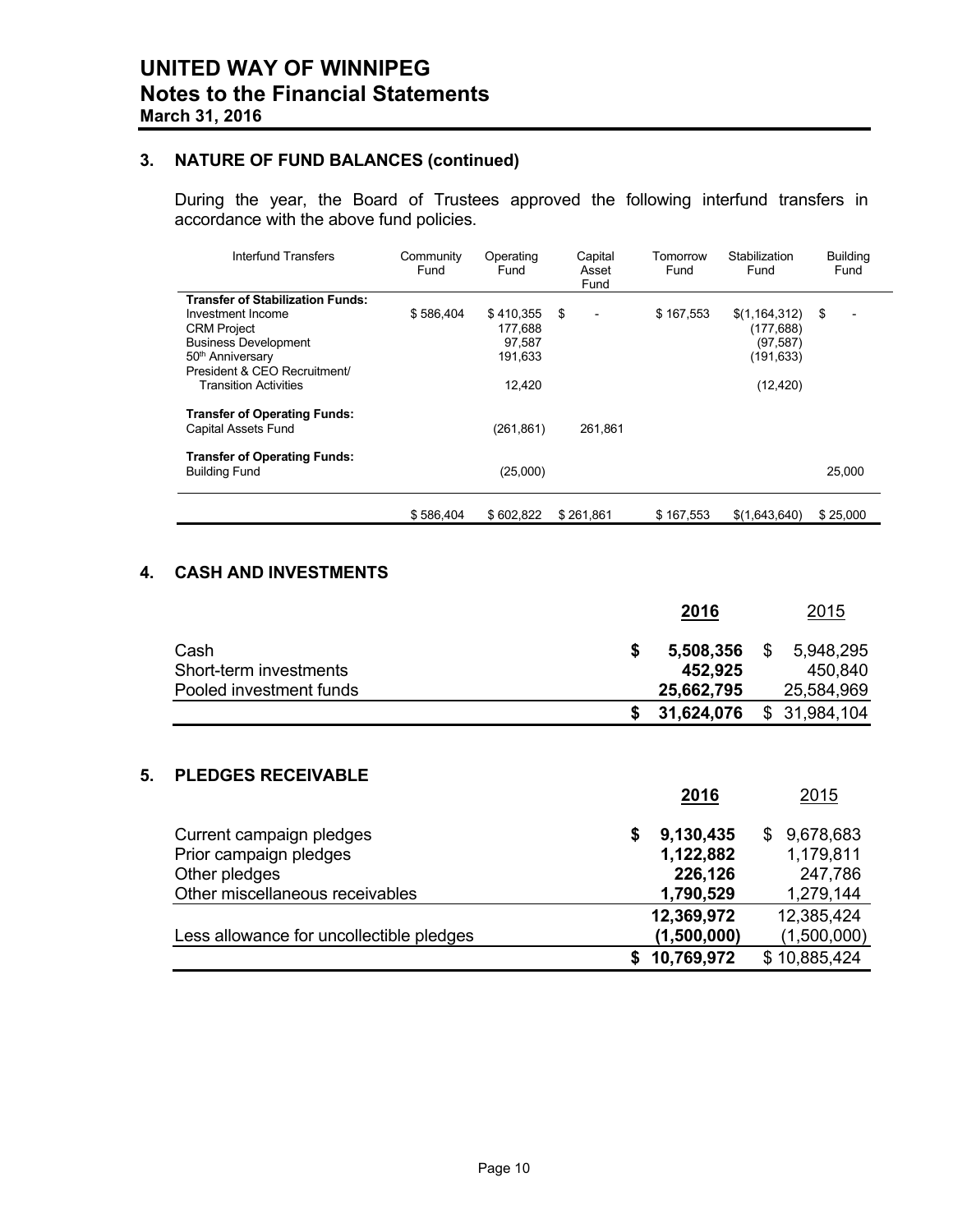## 3. NATURE OF FUND BALANCES (continued)

During the year, the Board of Trustees approved the following interfund transfers in accordance with the above fund policies.

| Interfund Transfers | Community Fund | Operating Fund | Capital Asset Fund | Tomorrow Fund | Stabilization Fund | Building Fund |
|---|---|---|---|---|---|---|
| **Transfer of Stabilization Funds:** | | | | | | |
| Investment Income | $ 586,404 | $ 410,355 | $ - | $ 167,553 | $(1,164,312) | $ - |
| CRM Project | | 177,688 | | | (177,688) | |
| Business Development | | 97,587 | | | (97,587) | |
| 50th Anniversary | | 191,633 | | | (191,633) | |
| President & CEO Recruitment/ Transition Activities | | 12,420 | | | (12,420) | |
| **Transfer of Operating Funds:** | | | | | | |
| Capital Assets Fund | | (261,861) | 261,861 | | | |
| **Transfer of Operating Funds:** | | | | | | |
| Building Fund | | (25,000) | | | | 25,000 |
| | $ 586,404 | $ 602,822 | $ 261,861 | $ 167,553 | $(1,643,640) | $ 25,000 |

## 4. CASH AND INVESTMENTS

| | **2016** | 2015 |
|---|---|---|
| Cash | **$ 5,508,356** | $ 5,948,295 |
| Short-term investments | **452,925** | 450,840 |
| Pooled investment funds | **25,662,795** | 25,584,969 |
| | **$ 31,624,076** | $ 31,984,104 |

## 5. PLEDGES RECEIVABLE

| | **2016** | 2015 |
|---|---|---|
| Current campaign pledges | **$ 9,130,435** | $ 9,678,683 |
| Prior campaign pledges | **1,122,882** | 1,179,811 |
| Other pledges | **226,126** | 247,786 |
| Other miscellaneous receivables | **1,790,529** | 1,279,144 |
| | **12,369,972** | 12,385,424 |
| Less allowance for uncollectible pledges | **(1,500,000)** | (1,500,000) |
| | **$ 10,769,972** | $ 10,885,424 |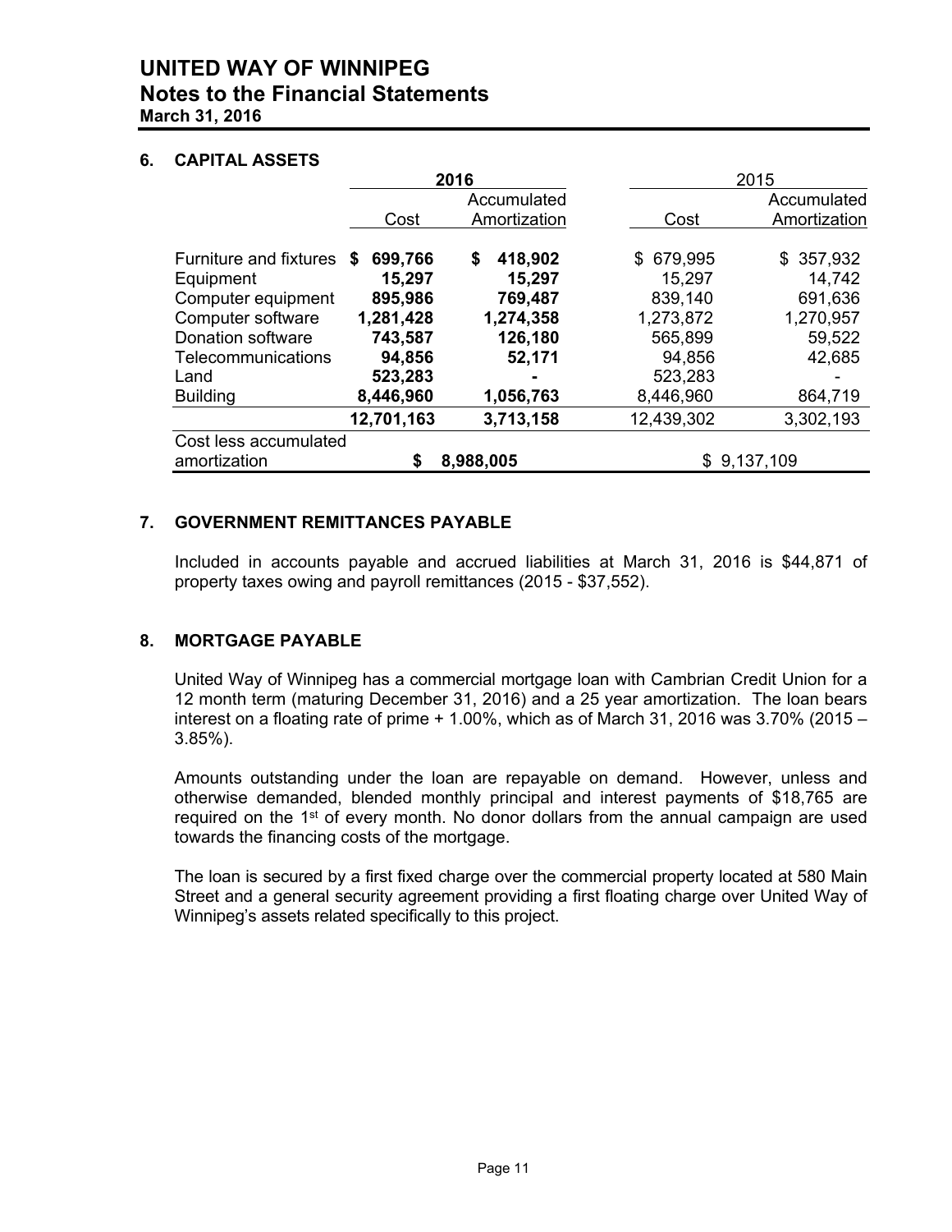# UNITED WAY OF WINNIPEG
## Notes to the Financial Statements
**March 31, 2016**

### 6. CAPITAL ASSETS

| | **2016** | | 2015 | |
|---|---|---|---|---|
| | Cost | Accumulated Amortization | Cost | Accumulated Amortization |
| Furniture and fixtures | **$ 699,766** | **$ 418,902** | $ 679,995 | $ 357,932 |
| Equipment | **15,297** | **15,297** | 15,297 | 14,742 |
| Computer equipment | **895,986** | **769,487** | 839,140 | 691,636 |
| Computer software | **1,281,428** | **1,274,358** | 1,273,872 | 1,270,957 |
| Donation software | **743,587** | **126,180** | 565,899 | 59,522 |
| Telecommunications | **94,856** | **52,171** | 94,856 | 42,685 |
| Land | **523,283** | **-** | 523,283 | - |
| Building | **8,446,960** | **1,056,763** | 8,446,960 | 864,719 |
| | **12,701,163** | **3,713,158** | 12,439,302 | 3,302,193 |
| Cost less accumulated amortization | **$ 8,988,005** | | $ 9,137,109 | |

### 7. GOVERNMENT REMITTANCES PAYABLE

Included in accounts payable and accrued liabilities at March 31, 2016 is $44,871 of property taxes owing and payroll remittances (2015 - $37,552).

### 8. MORTGAGE PAYABLE

United Way of Winnipeg has a commercial mortgage loan with Cambrian Credit Union for a 12 month term (maturing December 31, 2016) and a 25 year amortization. The loan bears interest on a floating rate of prime + 1.00%, which as of March 31, 2016 was 3.70% (2015 – 3.85%).

Amounts outstanding under the loan are repayable on demand. However, unless and otherwise demanded, blended monthly principal and interest payments of $18,765 are required on the 1st of every month. No donor dollars from the annual campaign are used towards the financing costs of the mortgage.

The loan is secured by a first fixed charge over the commercial property located at 580 Main Street and a general security agreement providing a first floating charge over United Way of Winnipeg's assets related specifically to this project.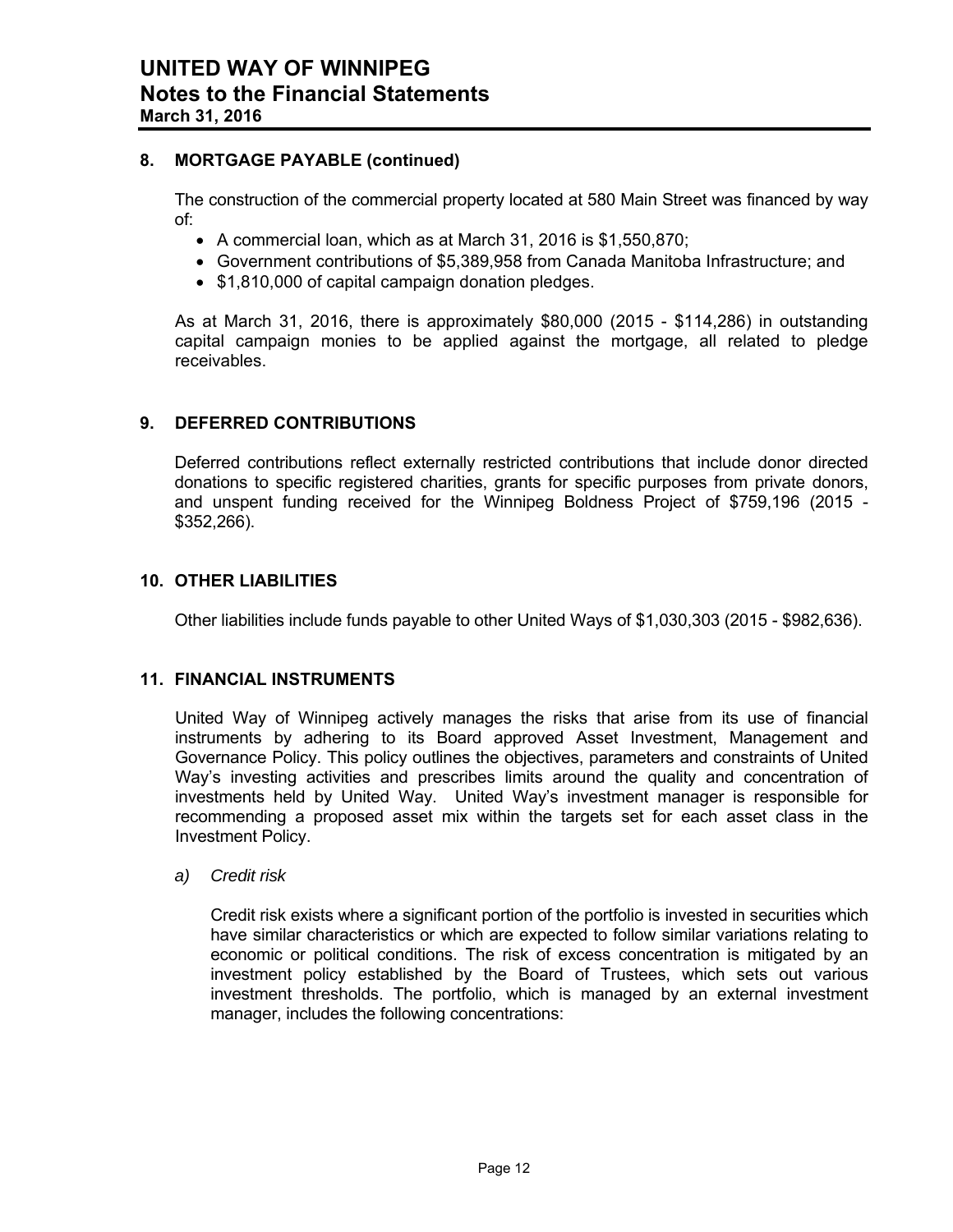## 8. MORTGAGE PAYABLE (continued)

The construction of the commercial property located at 580 Main Street was financed by way of:

- A commercial loan, which as at March 31, 2016 is $1,550,870;
- Government contributions of $5,389,958 from Canada Manitoba Infrastructure; and
- $1,810,000 of capital campaign donation pledges.

As at March 31, 2016, there is approximately $80,000 (2015 - $114,286) in outstanding capital campaign monies to be applied against the mortgage, all related to pledge receivables.

## 9. DEFERRED CONTRIBUTIONS

Deferred contributions reflect externally restricted contributions that include donor directed donations to specific registered charities, grants for specific purposes from private donors, and unspent funding received for the Winnipeg Boldness Project of $759,196 (2015 - $352,266).

## 10. OTHER LIABILITIES

Other liabilities include funds payable to other United Ways of $1,030,303 (2015 - $982,636).

## 11. FINANCIAL INSTRUMENTS

United Way of Winnipeg actively manages the risks that arise from its use of financial instruments by adhering to its Board approved Asset Investment, Management and Governance Policy. This policy outlines the objectives, parameters and constraints of United Way's investing activities and prescribes limits around the quality and concentration of investments held by United Way. United Way's investment manager is responsible for recommending a proposed asset mix within the targets set for each asset class in the Investment Policy.

a) *Credit risk*

Credit risk exists where a significant portion of the portfolio is invested in securities which have similar characteristics or which are expected to follow similar variations relating to economic or political conditions. The risk of excess concentration is mitigated by an investment policy established by the Board of Trustees, which sets out various investment thresholds. The portfolio, which is managed by an external investment manager, includes the following concentrations: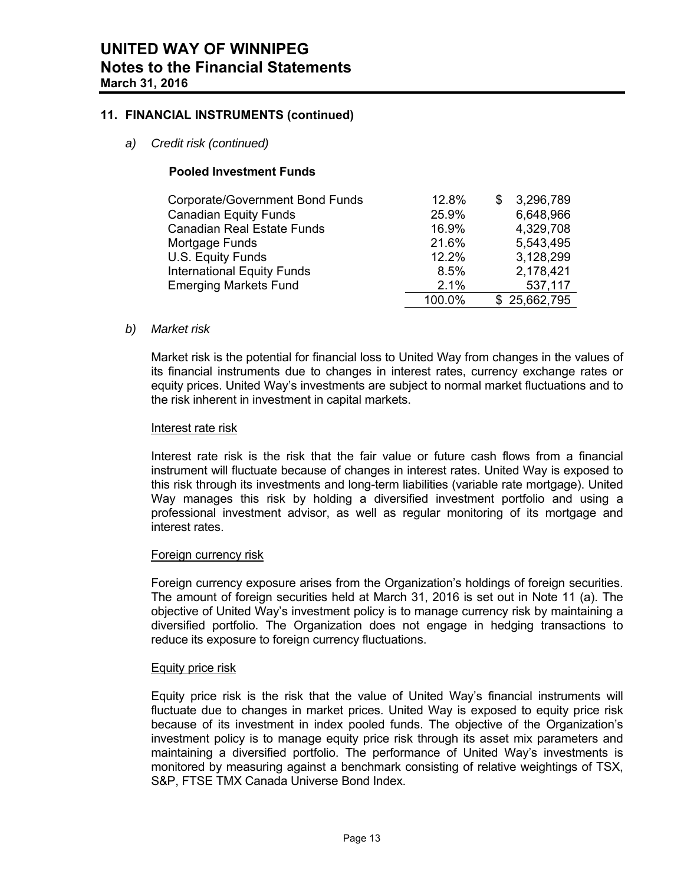## 11. FINANCIAL INSTRUMENTS (continued)

*a) Credit risk (continued)*

**Pooled Investment Funds**

| | | |
|---|---|---|
| Corporate/Government Bond Funds | 12.8% | $ 3,296,789 |
| Canadian Equity Funds | 25.9% | 6,648,966 |
| Canadian Real Estate Funds | 16.9% | 4,329,708 |
| Mortgage Funds | 21.6% | 5,543,495 |
| U.S. Equity Funds | 12.2% | 3,128,299 |
| International Equity Funds | 8.5% | 2,178,421 |
| Emerging Markets Fund | 2.1% | 537,117 |
| | 100.0% | $ 25,662,795 |

*b) Market risk*

Market risk is the potential for financial loss to United Way from changes in the values of its financial instruments due to changes in interest rates, currency exchange rates or equity prices. United Way's investments are subject to normal market fluctuations and to the risk inherent in investment in capital markets.

Interest rate risk

Interest rate risk is the risk that the fair value or future cash flows from a financial instrument will fluctuate because of changes in interest rates. United Way is exposed to this risk through its investments and long-term liabilities (variable rate mortgage). United Way manages this risk by holding a diversified investment portfolio and using a professional investment advisor, as well as regular monitoring of its mortgage and interest rates.

Foreign currency risk

Foreign currency exposure arises from the Organization's holdings of foreign securities. The amount of foreign securities held at March 31, 2016 is set out in Note 11 (a). The objective of United Way's investment policy is to manage currency risk by maintaining a diversified portfolio. The Organization does not engage in hedging transactions to reduce its exposure to foreign currency fluctuations.

Equity price risk

Equity price risk is the risk that the value of United Way's financial instruments will fluctuate due to changes in market prices. United Way is exposed to equity price risk because of its investment in index pooled funds. The objective of the Organization's investment policy is to manage equity price risk through its asset mix parameters and maintaining a diversified portfolio. The performance of United Way's investments is monitored by measuring against a benchmark consisting of relative weightings of TSX, S&P, FTSE TMX Canada Universe Bond Index.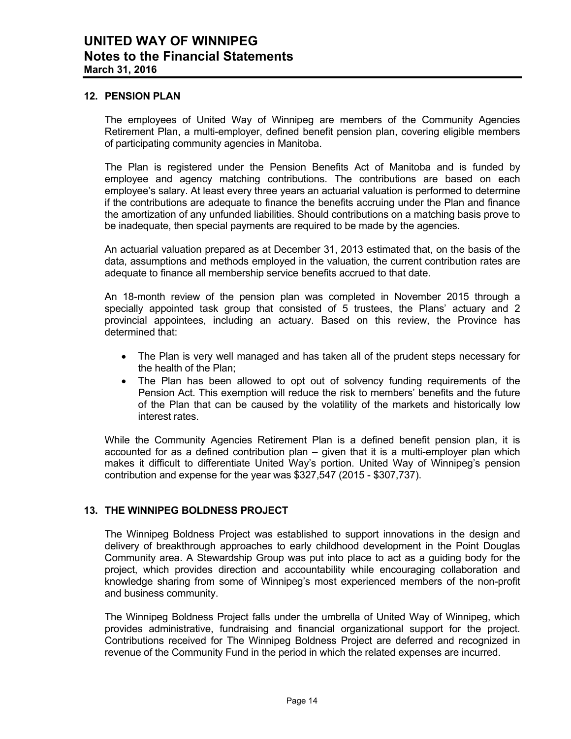## 12. PENSION PLAN

The employees of United Way of Winnipeg are members of the Community Agencies Retirement Plan, a multi-employer, defined benefit pension plan, covering eligible members of participating community agencies in Manitoba.

The Plan is registered under the Pension Benefits Act of Manitoba and is funded by employee and agency matching contributions. The contributions are based on each employee's salary. At least every three years an actuarial valuation is performed to determine if the contributions are adequate to finance the benefits accruing under the Plan and finance the amortization of any unfunded liabilities. Should contributions on a matching basis prove to be inadequate, then special payments are required to be made by the agencies.

An actuarial valuation prepared as at December 31, 2013 estimated that, on the basis of the data, assumptions and methods employed in the valuation, the current contribution rates are adequate to finance all membership service benefits accrued to that date.

An 18-month review of the pension plan was completed in November 2015 through a specially appointed task group that consisted of 5 trustees, the Plans' actuary and 2 provincial appointees, including an actuary. Based on this review, the Province has determined that:

- The Plan is very well managed and has taken all of the prudent steps necessary for the health of the Plan;
- The Plan has been allowed to opt out of solvency funding requirements of the Pension Act. This exemption will reduce the risk to members' benefits and the future of the Plan that can be caused by the volatility of the markets and historically low interest rates.

While the Community Agencies Retirement Plan is a defined benefit pension plan, it is accounted for as a defined contribution plan – given that it is a multi-employer plan which makes it difficult to differentiate United Way's portion. United Way of Winnipeg's pension contribution and expense for the year was $327,547 (2015 - $307,737).

## 13. THE WINNIPEG BOLDNESS PROJECT

The Winnipeg Boldness Project was established to support innovations in the design and delivery of breakthrough approaches to early childhood development in the Point Douglas Community area. A Stewardship Group was put into place to act as a guiding body for the project, which provides direction and accountability while encouraging collaboration and knowledge sharing from some of Winnipeg's most experienced members of the non-profit and business community.

The Winnipeg Boldness Project falls under the umbrella of United Way of Winnipeg, which provides administrative, fundraising and financial organizational support for the project. Contributions received for The Winnipeg Boldness Project are deferred and recognized in revenue of the Community Fund in the period in which the related expenses are incurred.